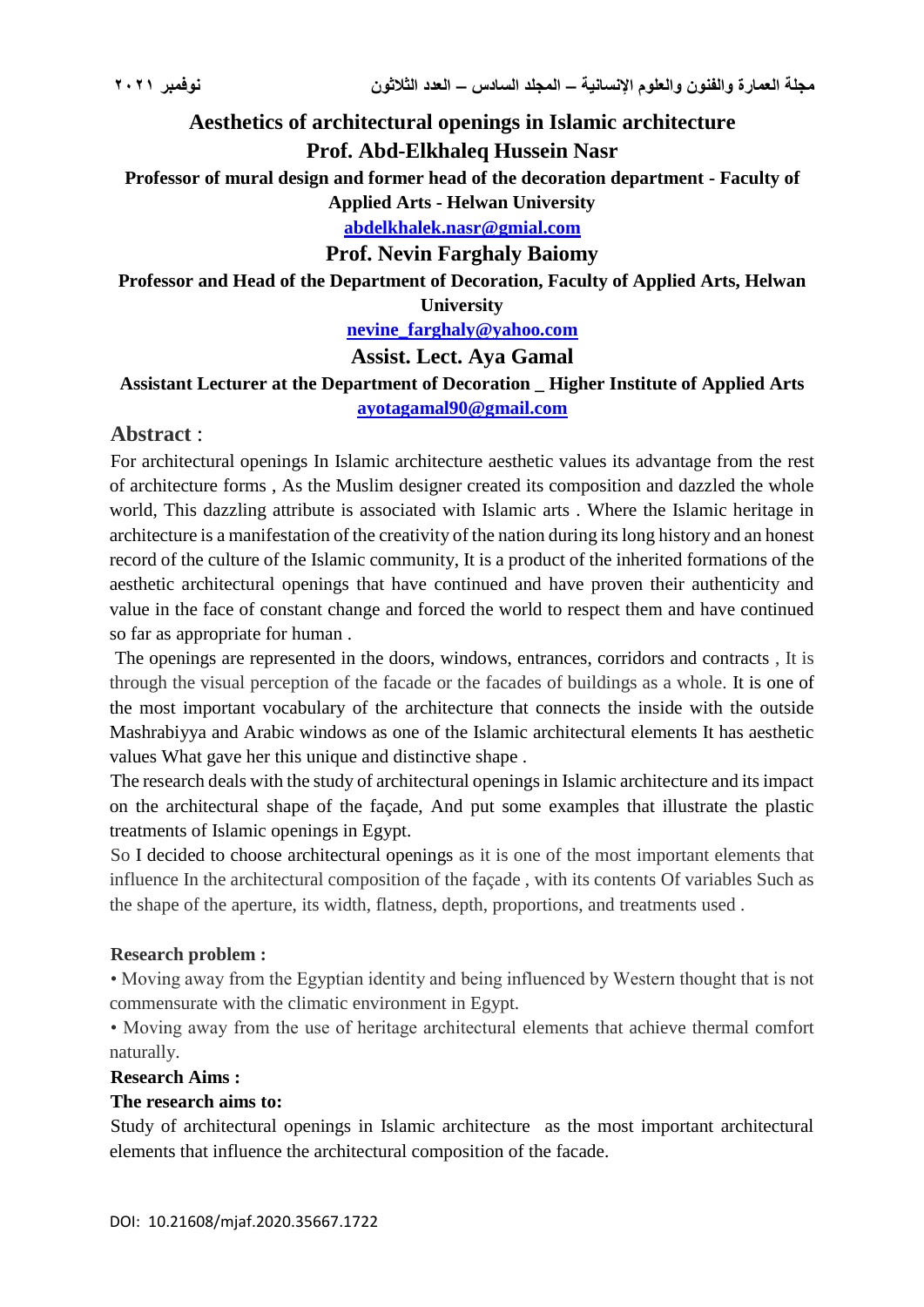# Aesthetics of architectural openings in Islamic architecture

**Prof. Abd-Elkhaleq Hussein Nasr**

**Professor of mural design and former head of the decoration department - Faculty of Applied Arts - Helwan University**

abdelkhalek.nasr@gmial.com

**Prof. Nevin Farghaly Baiomy**

**Professor and Head of the Department of Decoration, Faculty of Applied Arts, Helwan University**

nevine_farghaly@yahoo.com

**Assist. Lect. Aya Gamal**

**Assistant Lecturer at the Department of Decoration _ Higher Institute of Applied Arts**

ayotagamal90@gmail.com

## Abstract :

For architectural openings In Islamic architecture aesthetic values its advantage from the rest of architecture forms , As the Muslim designer created its composition and dazzled the whole world, This dazzling attribute is associated with Islamic arts . Where the Islamic heritage in architecture is a manifestation of the creativity of the nation during its long history and an honest record of the culture of the Islamic community, It is a product of the inherited formations of the aesthetic architectural openings that have continued and have proven their authenticity and value in the face of constant change and forced the world to respect them and have continued so far as appropriate for human .

The openings are represented in the doors, windows, entrances, corridors and contracts , It is through the visual perception of the facade or the facades of buildings as a whole. It is one of the most important vocabulary of the architecture that connects the inside with the outside Mashrabiyya and Arabic windows as one of the Islamic architectural elements It has aesthetic values What gave her this unique and distinctive shape .

The research deals with the study of architectural openings in Islamic architecture and its impact on the architectural shape of the façade, And put some examples that illustrate the plastic treatments of Islamic openings in Egypt.

So I decided to choose architectural openings as it is one of the most important elements that influence In the architectural composition of the façade , with its contents Of variables Such as the shape of the aperture, its width, flatness, depth, proportions, and treatments used .

**Research problem :**

• Moving away from the Egyptian identity and being influenced by Western thought that is not commensurate with the climatic environment in Egypt.

• Moving away from the use of heritage architectural elements that achieve thermal comfort naturally.

**Research Aims :**

**The research aims to:**

Study of architectural openings in Islamic architecture as the most important architectural elements that influence the architectural composition of the facade.

DOI: 10.21608/mjaf.2020.35667.1722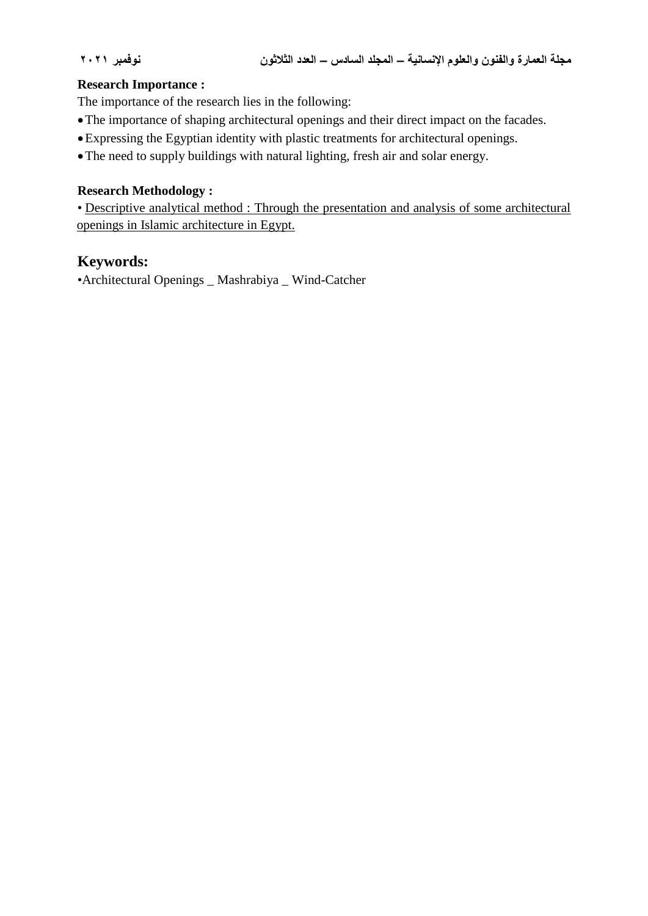**Research Importance :**

The importance of the research lies in the following:

- The importance of shaping architectural openings and their direct impact on the facades.
- Expressing the Egyptian identity with plastic treatments for architectural openings.
- The need to supply buildings with natural lighting, fresh air and solar energy.

**Research Methodology :**

• Descriptive analytical method : Through the presentation and analysis of some architectural openings in Islamic architecture in Egypt.

## Keywords:

•Architectural Openings _ Mashrabiya _ Wind-Catcher